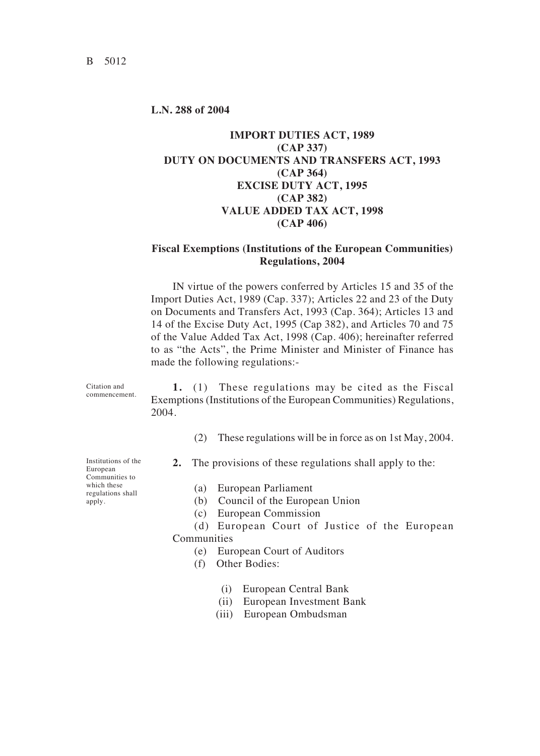**L.N. 288 of 2004**

## IMPORT DUTIES ACT, 1989 (CAP 337) DUTY ON DOCUMENTS AND TRANSFERS ACT, 1993 (CAP 364) EXCISE DUTY ACT, 1995 (CAP 382) VALUE ADDED TAX ACT, 1998 (CAP 406)

### Fiscal Exemptions (Institutions of the European Communities) Regulations, 2004

IN virtue of the powers conferred by Articles 15 and 35 of the Import Duties Act, 1989 (Cap. 337); Articles 22 and 23 of the Duty on Documents and Transfers Act, 1993 (Cap. 364); Articles 13 and 14 of the Excise Duty Act, 1995 (Cap 382), and Articles 70 and 75 of the Value Added Tax Act, 1998 (Cap. 406); hereinafter referred to as "the Acts", the Prime Minister and Minister of Finance has made the following regulations:-

*Citation and commencement.*

**1.** (1) These regulations may be cited as the Fiscal Exemptions (Institutions of the European Communities) Regulations, 2004.

(2) These regulations will be in force as on 1st May, 2004.

*Institutions of the European Communities to which these regulations shall apply.*

**2.** The provisions of these regulations shall apply to the:

(a) European Parliament
(b) Council of the European Union
(c) European Commission
(d) European Court of Justice of the European Communities
(e) European Court of Auditors
(f) Other Bodies:

(i) European Central Bank
(ii) European Investment Bank
(iii) European Ombudsman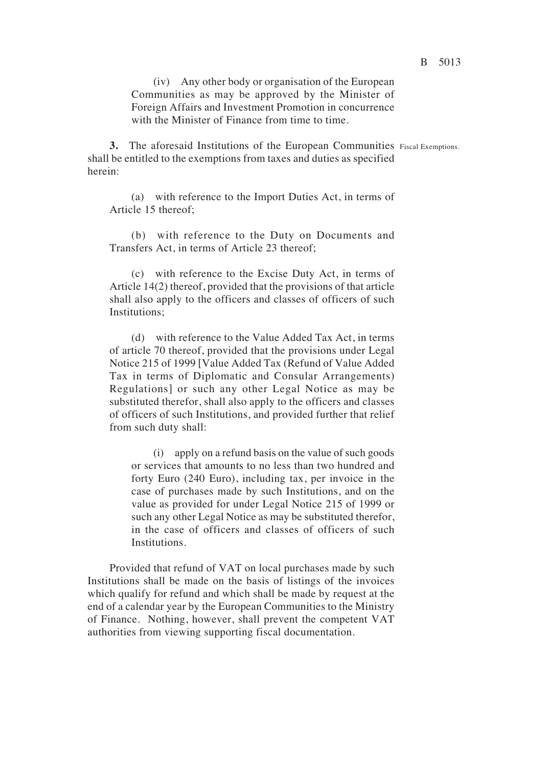(iv) Any other body or organisation of the European Communities as may be approved by the Minister of Foreign Affairs and Investment Promotion in concurrence with the Minister of Finance from time to time.

**3.** The aforesaid Institutions of the European Communities shall be entitled to the exemptions from taxes and duties as specified herein: Fiscal Exemptions.

(a) with reference to the Import Duties Act, in terms of Article 15 thereof;

(b) with reference to the Duty on Documents and Transfers Act, in terms of Article 23 thereof;

(c) with reference to the Excise Duty Act, in terms of Article 14(2) thereof, provided that the provisions of that article shall also apply to the officers and classes of officers of such Institutions;

(d) with reference to the Value Added Tax Act, in terms of article 70 thereof, provided that the provisions under Legal Notice 215 of 1999 [Value Added Tax (Refund of Value Added Tax in terms of Diplomatic and Consular Arrangements) Regulations] or such any other Legal Notice as may be substituted therefor, shall also apply to the officers and classes of officers of such Institutions, and provided further that relief from such duty shall:

(i) apply on a refund basis on the value of such goods or services that amounts to no less than two hundred and forty Euro (240 Euro), including tax, per invoice in the case of purchases made by such Institutions, and on the value as provided for under Legal Notice 215 of 1999 or such any other Legal Notice as may be substituted therefor, in the case of officers and classes of officers of such Institutions.

Provided that refund of VAT on local purchases made by such Institutions shall be made on the basis of listings of the invoices which qualify for refund and which shall be made by request at the end of a calendar year by the European Communities to the Ministry of Finance. Nothing, however, shall prevent the competent VAT authorities from viewing supporting fiscal documentation.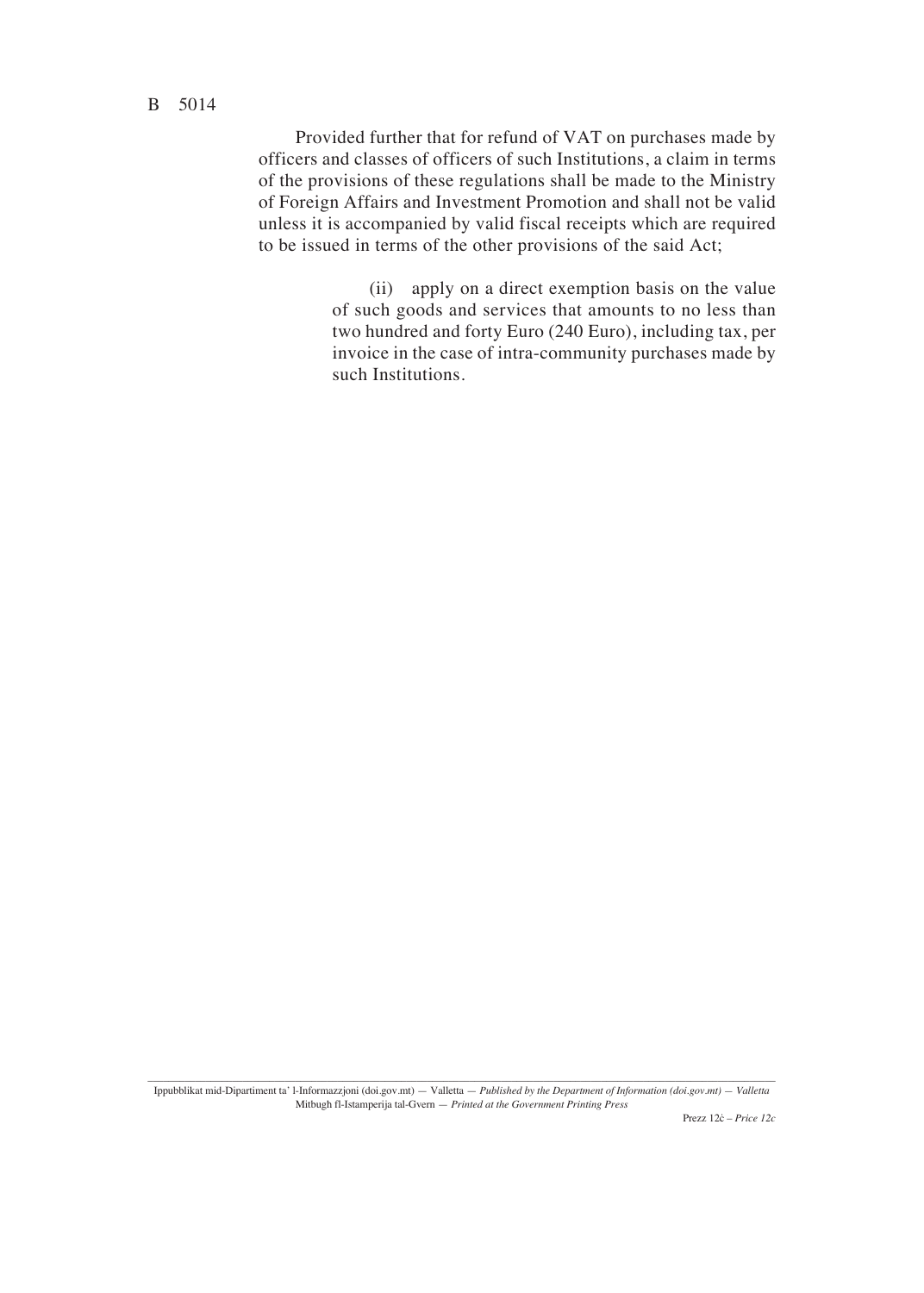Provided further that for refund of VAT on purchases made by officers and classes of officers of such Institutions, a claim in terms of the provisions of these regulations shall be made to the Ministry of Foreign Affairs and Investment Promotion and shall not be valid unless it is accompanied by valid fiscal receipts which are required to be issued in terms of the other provisions of the said Act;

(ii) apply on a direct exemption basis on the value of such goods and services that amounts to no less than two hundred and forty Euro (240 Euro), including tax, per invoice in the case of intra-community purchases made by such Institutions.

Ippubblikat mid-Dipartiment ta' l-Informazzjoni (doi.gov.mt) — Valletta — *Published by the Department of Information (doi.gov.mt) — Valletta*
Mitbugh fl-Istamperija tal-Gvern — *Printed at the Government Printing Press*

Prezz 12ċ – *Price 12c*